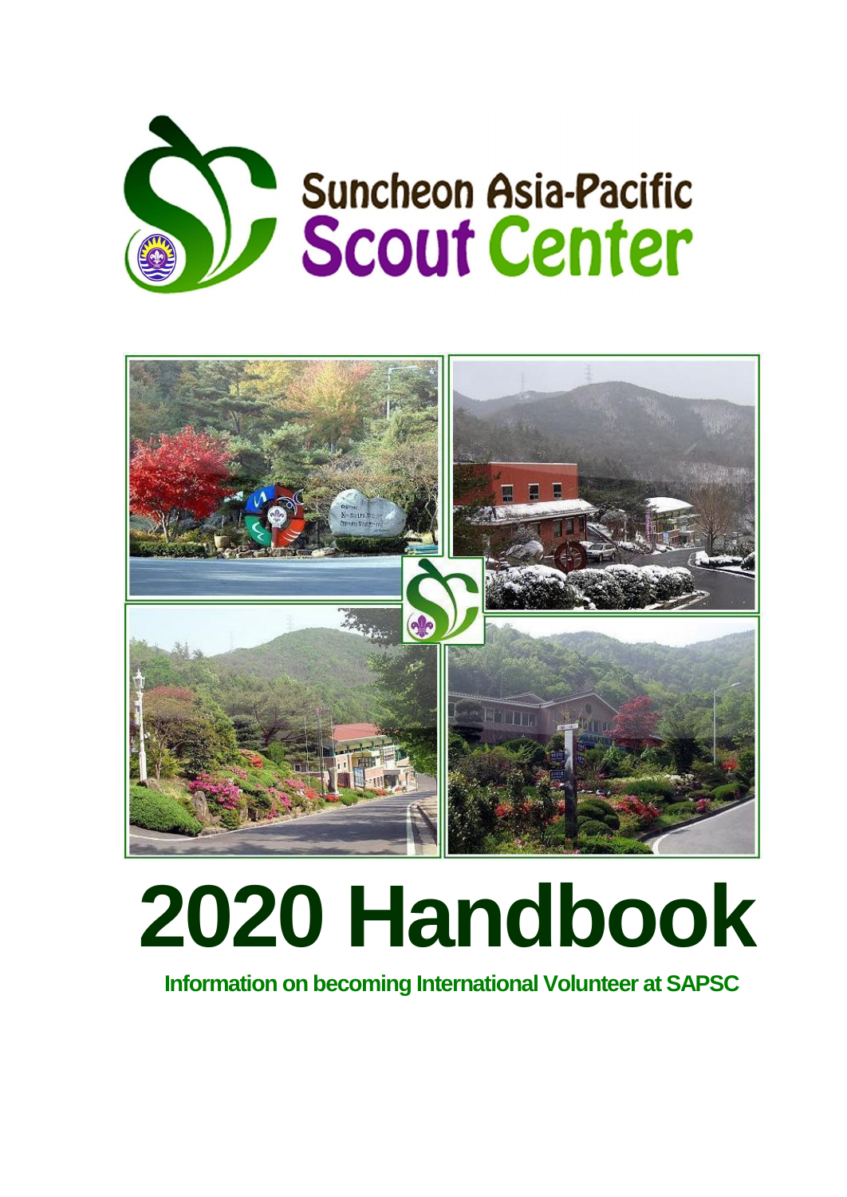# Suncheon Asia-Pacific Scout Center

# 2020 Handbook

**Information on becoming International Volunteer at SAPSC**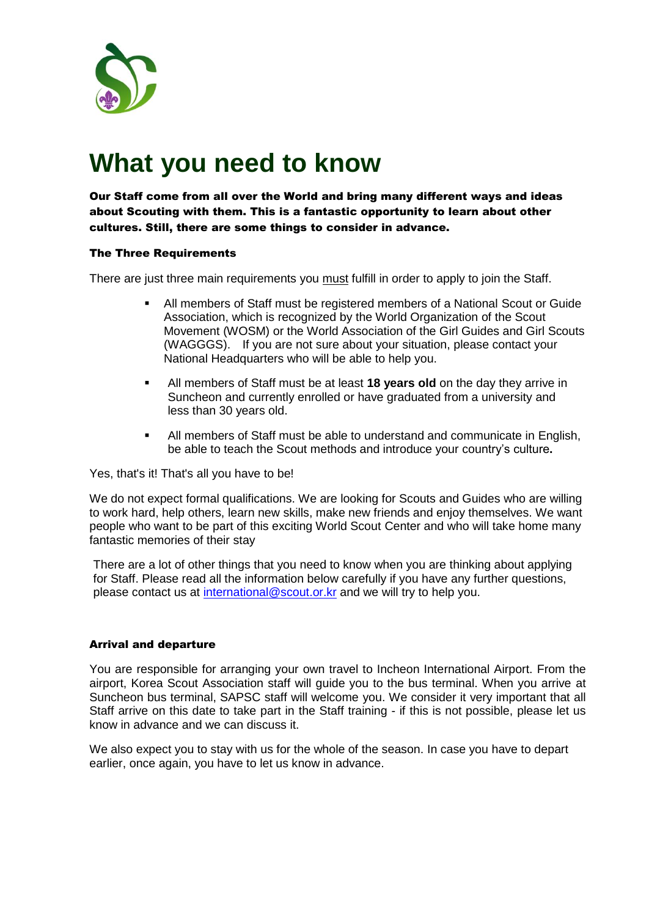# What you need to know

**Our Staff come from all over the World and bring many different ways and ideas about Scouting with them. This is a fantastic opportunity to learn about other cultures. Still, there are some things to consider in advance.**

### The Three Requirements

There are just three main requirements you must fulfill in order to apply to join the Staff.

- All members of Staff must be registered members of a National Scout or Guide Association, which is recognized by the World Organization of the Scout Movement (WOSM) or the World Association of the Girl Guides and Girl Scouts (WAGGGS). If you are not sure about your situation, please contact your National Headquarters who will be able to help you.
- All members of Staff must be at least **18 years old** on the day they arrive in Suncheon and currently enrolled or have graduated from a university and less than 30 years old.
- All members of Staff must be able to understand and communicate in English, be able to teach the Scout methods and introduce your country's culture**.**

Yes, that's it! That's all you have to be!

We do not expect formal qualifications. We are looking for Scouts and Guides who are willing to work hard, help others, learn new skills, make new friends and enjoy themselves. We want people who want to be part of this exciting World Scout Center and who will take home many fantastic memories of their stay

There are a lot of other things that you need to know when you are thinking about applying for Staff. Please read all the information below carefully if you have any further questions, please contact us at international@scout.or.kr and we will try to help you.

### Arrival and departure

You are responsible for arranging your own travel to Incheon International Airport. From the airport, Korea Scout Association staff will guide you to the bus terminal. When you arrive at Suncheon bus terminal, SAPSC staff will welcome you. We consider it very important that all Staff arrive on this date to take part in the Staff training - if this is not possible, please let us know in advance and we can discuss it.

We also expect you to stay with us for the whole of the season. In case you have to depart earlier, once again, you have to let us know in advance.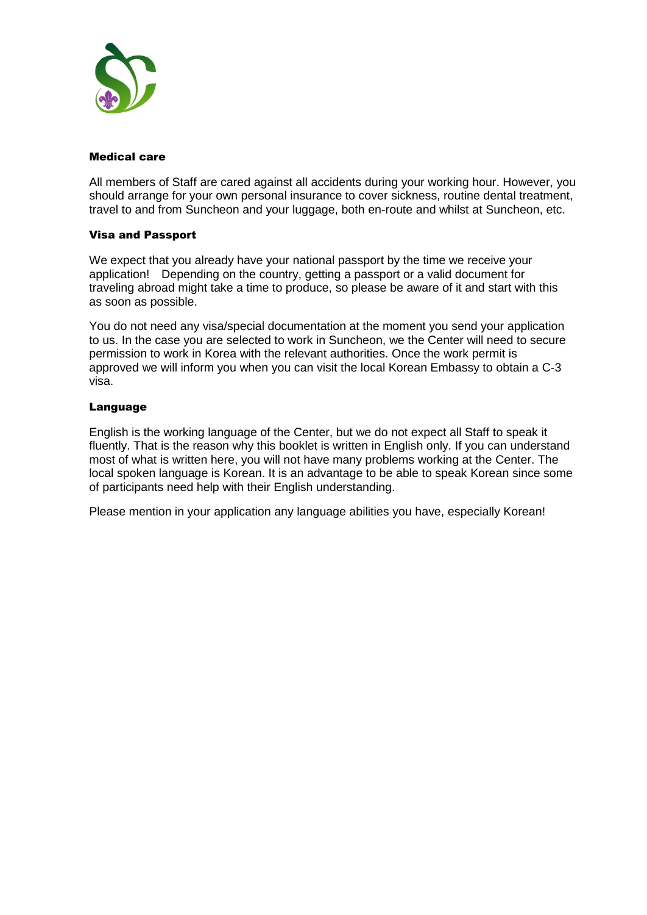### Medical care

All members of Staff are cared against all accidents during your working hour. However, you should arrange for your own personal insurance to cover sickness, routine dental treatment, travel to and from Suncheon and your luggage, both en-route and whilst at Suncheon, etc.

### Visa and Passport

We expect that you already have your national passport by the time we receive your application!   Depending on the country, getting a passport or a valid document for traveling abroad might take a time to produce, so please be aware of it and start with this as soon as possible.

You do not need any visa/special documentation at the moment you send your application to us. In the case you are selected to work in Suncheon, we the Center will need to secure permission to work in Korea with the relevant authorities. Once the work permit is approved we will inform you when you can visit the local Korean Embassy to obtain a C-3 visa.

### Language

English is the working language of the Center, but we do not expect all Staff to speak it fluently. That is the reason why this booklet is written in English only. If you can understand most of what is written here, you will not have many problems working at the Center. The local spoken language is Korean. It is an advantage to be able to speak Korean since some of participants need help with their English understanding.

Please mention in your application any language abilities you have, especially Korean!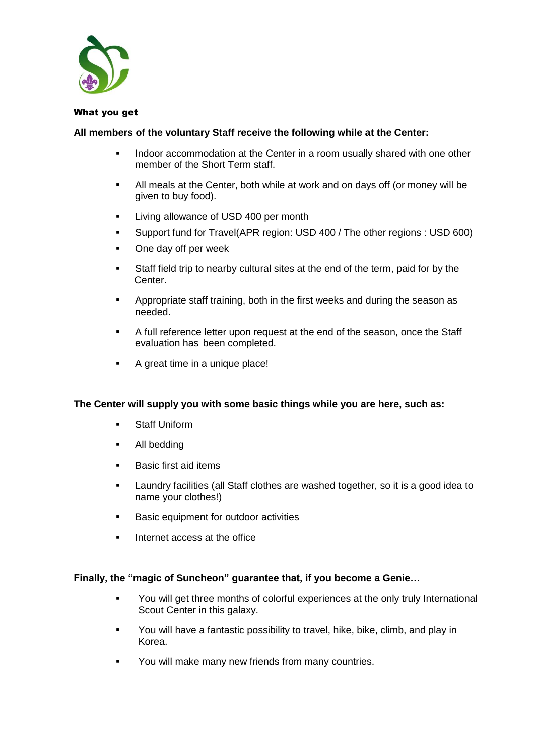## What you get

**All members of the voluntary Staff receive the following while at the Center:**

- Indoor accommodation at the Center in a room usually shared with one other member of the Short Term staff.
- All meals at the Center, both while at work and on days off (or money will be given to buy food).
- Living allowance of USD 400 per month
- Support fund for Travel(APR region: USD 400 / The other regions : USD 600)
- One day off per week
- Staff field trip to nearby cultural sites at the end of the term, paid for by the Center.
- Appropriate staff training, both in the first weeks and during the season as needed.
- A full reference letter upon request at the end of the season, once the Staff evaluation has been completed.
- A great time in a unique place!

**The Center will supply you with some basic things while you are here, such as:**

- Staff Uniform
- All bedding
- Basic first aid items
- Laundry facilities (all Staff clothes are washed together, so it is a good idea to name your clothes!)
- Basic equipment for outdoor activities
- Internet access at the office

**Finally, the "magic of Suncheon" guarantee that, if you become a Genie…**

- You will get three months of colorful experiences at the only truly International Scout Center in this galaxy.
- You will have a fantastic possibility to travel, hike, bike, climb, and play in Korea.
- You will make many new friends from many countries.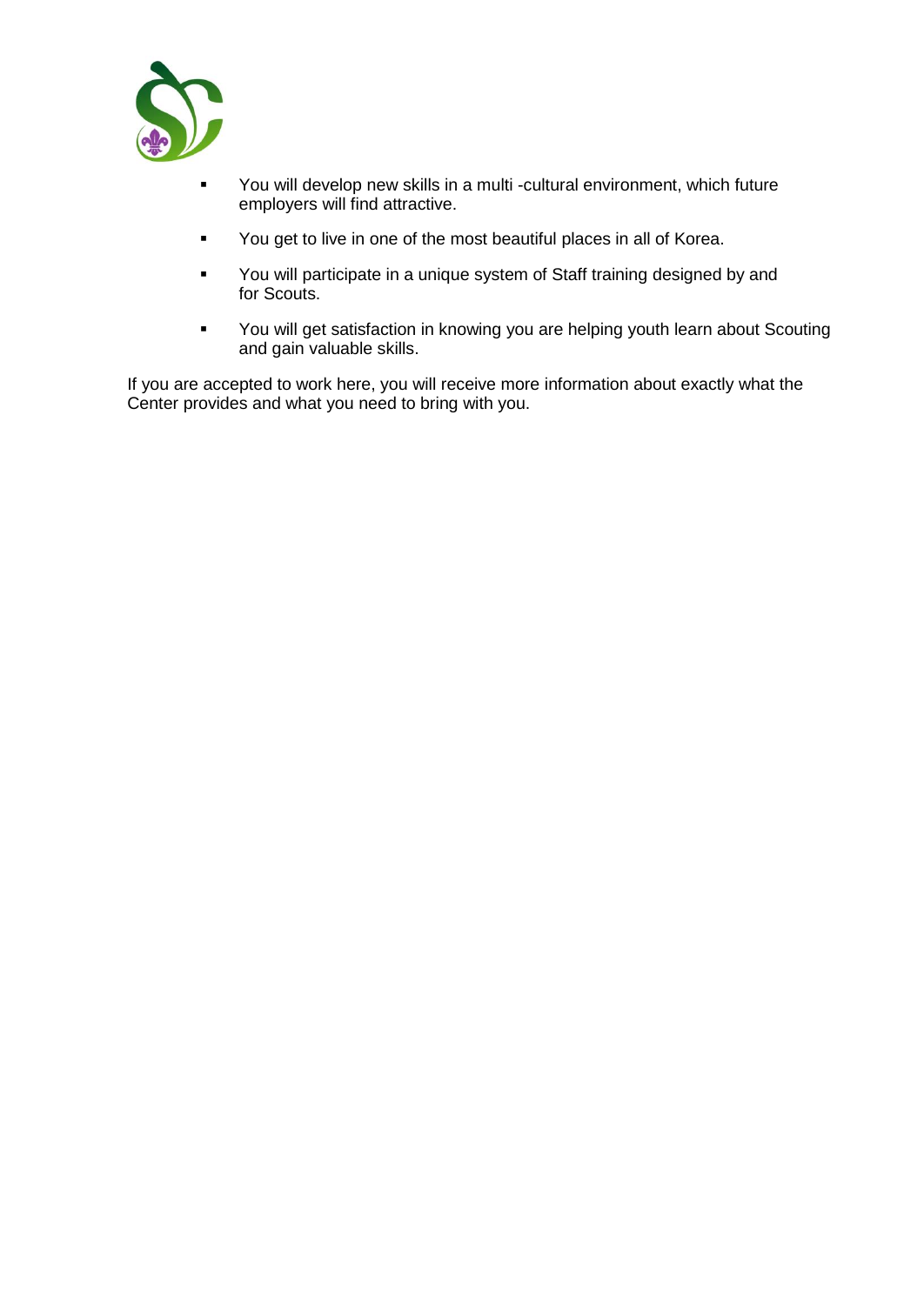- You will develop new skills in a multi -cultural environment, which future employers will find attractive.
- You get to live in one of the most beautiful places in all of Korea.
- You will participate in a unique system of Staff training designed by and for Scouts.
- You will get satisfaction in knowing you are helping youth learn about Scouting and gain valuable skills.

If you are accepted to work here, you will receive more information about exactly what the Center provides and what you need to bring with you.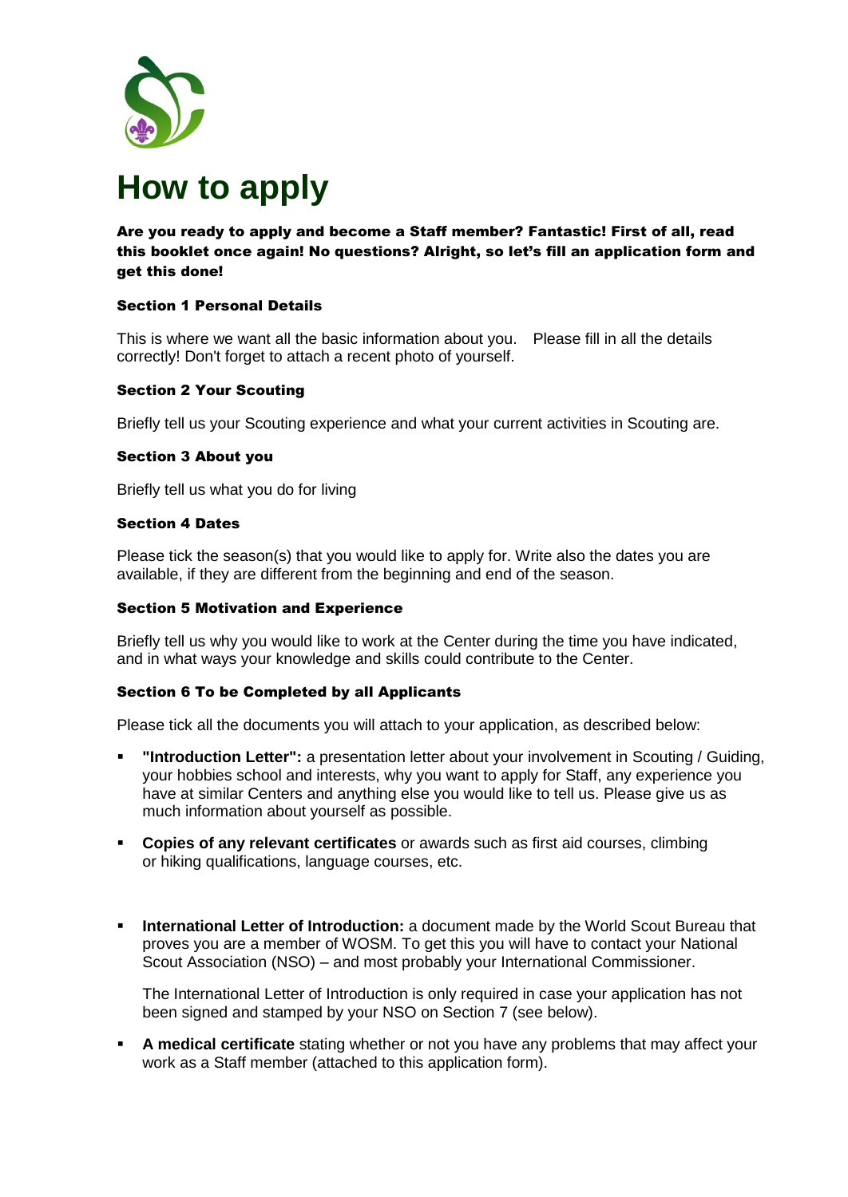# How to apply

**Are you ready to apply and become a Staff member? Fantastic! First of all, read this booklet once again! No questions? Alright, so let's fill an application form and get this done!**

### Section 1 Personal Details

This is where we want all the basic information about you. Please fill in all the details correctly! Don't forget to attach a recent photo of yourself.

### Section 2 Your Scouting

Briefly tell us your Scouting experience and what your current activities in Scouting are.

### Section 3 About you

Briefly tell us what you do for living

### Section 4 Dates

Please tick the season(s) that you would like to apply for. Write also the dates you are available, if they are different from the beginning and end of the season.

### Section 5 Motivation and Experience

Briefly tell us why you would like to work at the Center during the time you have indicated, and in what ways your knowledge and skills could contribute to the Center.

### Section 6 To be Completed by all Applicants

Please tick all the documents you will attach to your application, as described below:

- **"Introduction Letter":** a presentation letter about your involvement in Scouting / Guiding, your hobbies school and interests, why you want to apply for Staff, any experience you have at similar Centers and anything else you would like to tell us. Please give us as much information about yourself as possible.
- **Copies of any relevant certificates** or awards such as first aid courses, climbing or hiking qualifications, language courses, etc.
- **International Letter of Introduction:** a document made by the World Scout Bureau that proves you are a member of WOSM. To get this you will have to contact your National Scout Association (NSO) – and most probably your International Commissioner.

  The International Letter of Introduction is only required in case your application has not been signed and stamped by your NSO on Section 7 (see below).
- **A medical certificate** stating whether or not you have any problems that may affect your work as a Staff member (attached to this application form).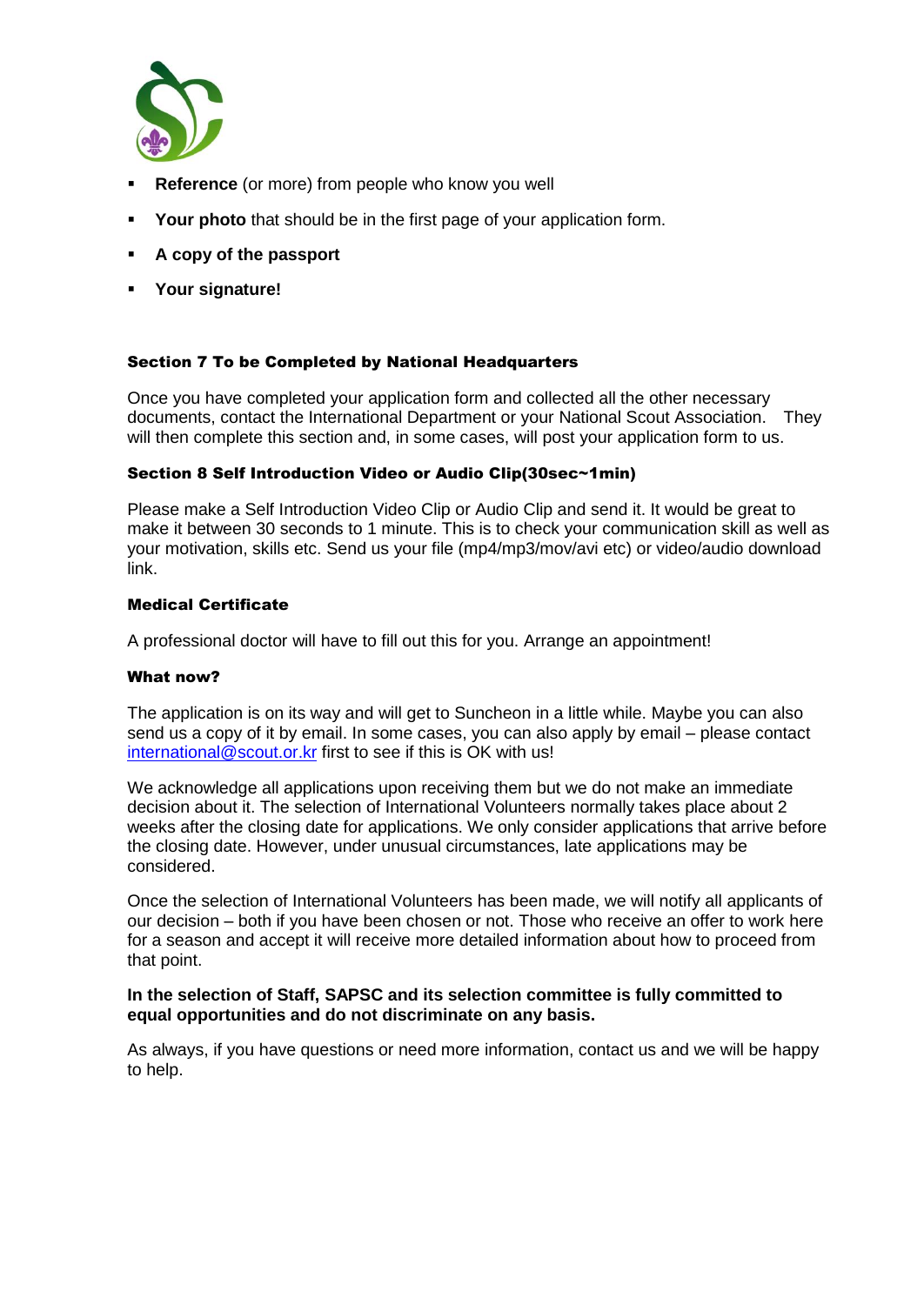- **Reference** (or more) from people who know you well
- **Your photo** that should be in the first page of your application form.
- **A copy of the passport**
- **Your signature!**

### Section 7 To be Completed by National Headquarters

Once you have completed your application form and collected all the other necessary documents, contact the International Department or your National Scout Association. They will then complete this section and, in some cases, will post your application form to us.

### Section 8 Self Introduction Video or Audio Clip(30sec~1min)

Please make a Self Introduction Video Clip or Audio Clip and send it. It would be great to make it between 30 seconds to 1 minute. This is to check your communication skill as well as your motivation, skills etc. Send us your file (mp4/mp3/mov/avi etc) or video/audio download link.

### Medical Certificate

A professional doctor will have to fill out this for you. Arrange an appointment!

### What now?

The application is on its way and will get to Suncheon in a little while. Maybe you can also send us a copy of it by email. In some cases, you can also apply by email – please contact international@scout.or.kr first to see if this is OK with us!

We acknowledge all applications upon receiving them but we do not make an immediate decision about it. The selection of International Volunteers normally takes place about 2 weeks after the closing date for applications. We only consider applications that arrive before the closing date. However, under unusual circumstances, late applications may be considered.

Once the selection of International Volunteers has been made, we will notify all applicants of our decision – both if you have been chosen or not. Those who receive an offer to work here for a season and accept it will receive more detailed information about how to proceed from that point.

**In the selection of Staff, SAPSC and its selection committee is fully committed to equal opportunities and do not discriminate on any basis.**

As always, if you have questions or need more information, contact us and we will be happy to help.